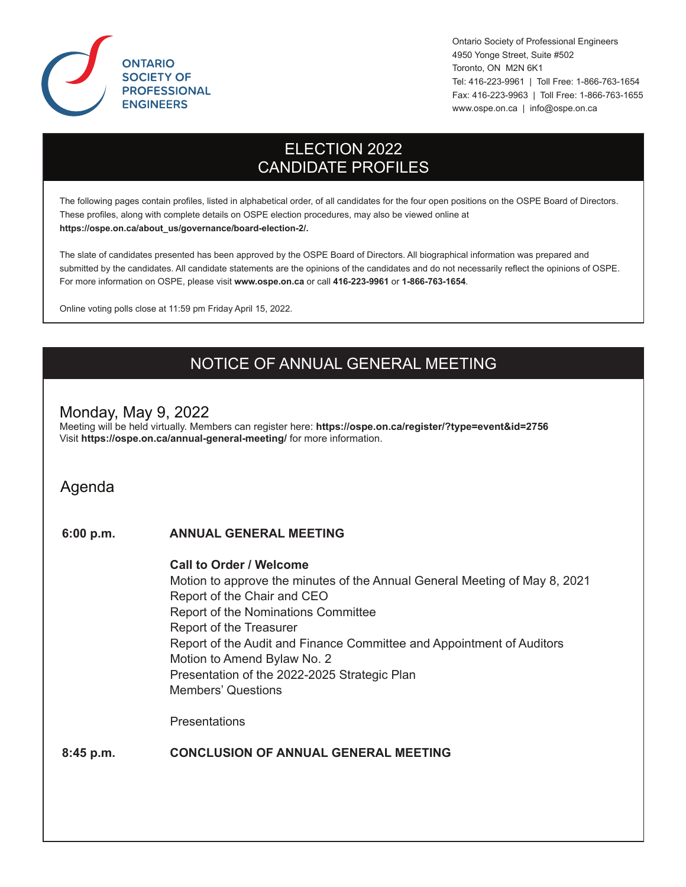**ONTARIO SOCIETY OF PROFESSIONAL ENGINEERS**

Ontario Society of Professional Engineers
4950 Yonge Street, Suite #502
Toronto, ON M2N 6K1
Tel: 416-223-9961 | Toll Free: 1-866-763-1654
Fax: 416-223-9963 | Toll Free: 1-866-763-1655
www.ospe.on.ca | info@ospe.on.ca

# ELECTION 2022 CANDIDATE PROFILES

The following pages contain profiles, listed in alphabetical order, of all candidates for the four open positions on the OSPE Board of Directors. These profiles, along with complete details on OSPE election procedures, may also be viewed online at **https://ospe.on.ca/about_us/governance/board-election-2/.**

The slate of candidates presented has been approved by the OSPE Board of Directors. All biographical information was prepared and submitted by the candidates. All candidate statements are the opinions of the candidates and do not necessarily reflect the opinions of OSPE. For more information on OSPE, please visit **www.ospe.on.ca** or call **416-223-9961** or **1-866-763-1654**.

Online voting polls close at 11:59 pm Friday April 15, 2022.

# NOTICE OF ANNUAL GENERAL MEETING

## Monday, May 9, 2022

Meeting will be held virtually. Members can register here: **https://ospe.on.ca/register/?type=event&id=2756**
Visit **https://ospe.on.ca/annual-general-meeting/** for more information.

## Agenda

**6:00 p.m.** **ANNUAL GENERAL MEETING**

**Call to Order / Welcome**
Motion to approve the minutes of the Annual General Meeting of May 8, 2021
Report of the Chair and CEO
Report of the Nominations Committee
Report of the Treasurer
Report of the Audit and Finance Committee and Appointment of Auditors
Motion to Amend Bylaw No. 2
Presentation of the 2022-2025 Strategic Plan
Members' Questions

Presentations

**8:45 p.m.** **CONCLUSION OF ANNUAL GENERAL MEETING**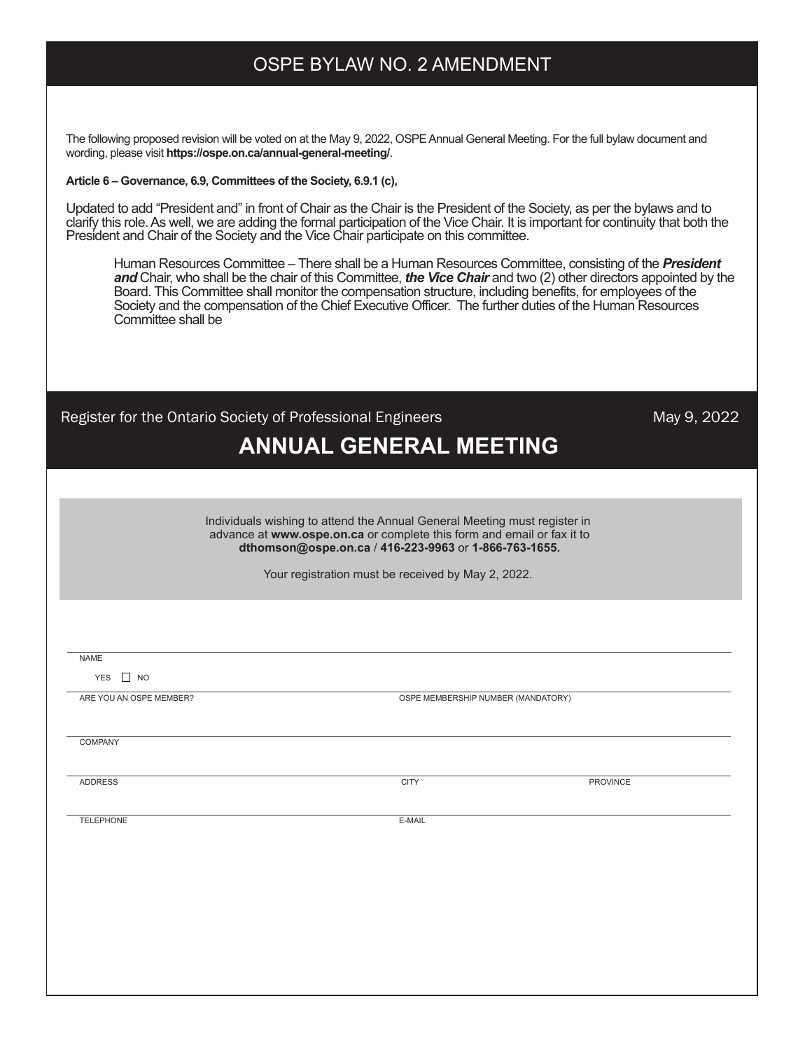# OSPE BYLAW NO. 2 AMENDMENT

The following proposed revision will be voted on at the May 9, 2022, OSPE Annual General Meeting. For the full bylaw document and wording, please visit **https://ospe.on.ca/annual-general-meeting/**.

**Article 6 – Governance, 6.9, Committees of the Society, 6.9.1 (c),**

Updated to add "President and" in front of Chair as the Chair is the President of the Society, as per the bylaws and to clarify this role. As well, we are adding the formal participation of the Vice Chair. It is important for continuity that both the President and Chair of the Society and the Vice Chair participate on this committee.

> Human Resources Committee – There shall be a Human Resources Committee, consisting of the ***President and*** Chair, who shall be the chair of this Committee, ***the Vice Chair*** and two (2) other directors appointed by the Board. This Committee shall monitor the compensation structure, including benefits, for employees of the Society and the compensation of the Chief Executive Officer. The further duties of the Human Resources Committee shall be

Register for the Ontario Society of Professional Engineers

May 9, 2022

## ANNUAL GENERAL MEETING

Individuals wishing to attend the Annual General Meeting must register in advance at **www.ospe.on.ca** or complete this form and email or fax it to **dthomson@ospe.on.ca** / **416-223-9963** or **1-866-763-1655.**

Your registration must be received by May 2, 2022.

NAME

ARE YOU AN OSPE MEMBER? YES ☐ NO

OSPE MEMBERSHIP NUMBER (MANDATORY)

COMPANY

ADDRESS

CITY

PROVINCE

TELEPHONE

E-MAIL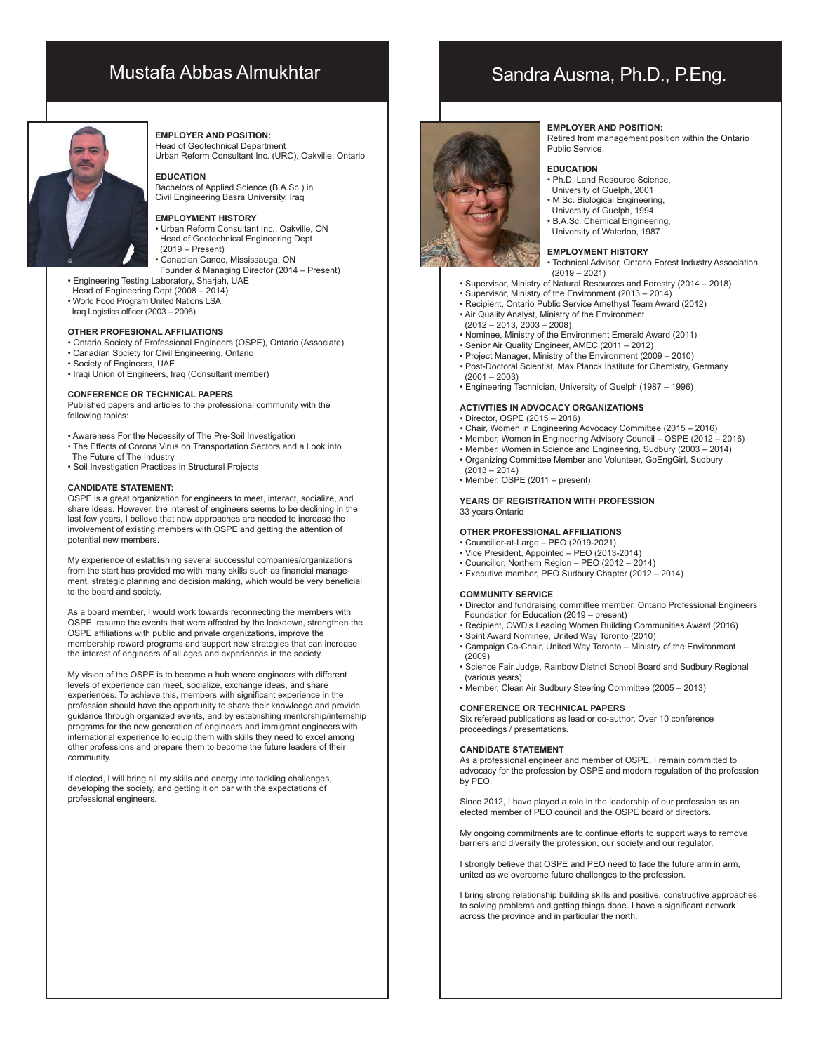# Mustafa Abbas Almukhtar

**EMPLOYER AND POSITION:**
Head of Geotechnical Department
Urban Reform Consultant Inc. (URC), Oakville, Ontario

**EDUCATION**
Bachelors of Applied Science (B.A.Sc.) in Civil Engineering Basra University, Iraq

**EMPLOYMENT HISTORY**
- Urban Reform Consultant Inc., Oakville, ON
  Head of Geotechnical Engineering Dept (2019 – Present)
- Canadian Canoe, Mississauga, ON
  Founder & Managing Director (2014 – Present)
- Engineering Testing Laboratory, Sharjah, UAE
  Head of Engineering Dept (2008 – 2014)
- World Food Program United Nations LSA, Iraq Logistics officer (2003 – 2006)

**OTHER PROFESIONAL AFFILIATIONS**
- Ontario Society of Professional Engineers (OSPE), Ontario (Associate)
- Canadian Society for Civil Engineering, Ontario
- Society of Engineers, UAE
- Iraqi Union of Engineers, Iraq (Consultant member)

**CONFERENCE OR TECHNICAL PAPERS**
Published papers and articles to the professional community with the following topics:

- Awareness For the Necessity of The Pre-Soil Investigation
- The Effects of Corona Virus on Transportation Sectors and a Look into The Future of The Industry
- Soil Investigation Practices in Structural Projects

**CANDIDATE STATEMENT:**
OSPE is a great organization for engineers to meet, interact, socialize, and share ideas. However, the interest of engineers seems to be declining in the last few years, I believe that new approaches are needed to increase the involvement of existing members with OSPE and getting the attention of potential new members.

My experience of establishing several successful companies/organizations from the start has provided me with many skills such as financial management, strategic planning and decision making, which would be very beneficial to the board and society.

As a board member, I would work towards reconnecting the members with OSPE, resume the events that were affected by the lockdown, strengthen the OSPE affiliations with public and private organizations, improve the membership reward programs and support new strategies that can increase the interest of engineers of all ages and experiences in the society.

My vision of the OSPE is to become a hub where engineers with different levels of experience can meet, socialize, exchange ideas, and share experiences. To achieve this, members with significant experience in the profession should have the opportunity to share their knowledge and provide guidance through organized events, and by establishing mentorship/internship programs for the new generation of engineers and immigrant engineers with international experience to equip them with skills they need to excel among other professions and prepare them to become the future leaders of their community.

If elected, I will bring all my skills and energy into tackling challenges, developing the society, and getting it on par with the expectations of professional engineers.

# Sandra Ausma, Ph.D., P.Eng.

**EMPLOYER AND POSITION:**
Retired from management position within the Ontario Public Service.

**EDUCATION**
- Ph.D. Land Resource Science, University of Guelph, 2001
- M.Sc. Biological Engineering, University of Guelph, 1994
- B.A.Sc. Chemical Engineering, University of Waterloo, 1987

**EMPLOYMENT HISTORY**
- Technical Advisor, Ontario Forest Industry Association (2019 – 2021)
- Supervisor, Ministry of Natural Resources and Forestry (2014 – 2018)
- Supervisor, Ministry of the Environment (2013 – 2014)
- Recipient, Ontario Public Service Amethyst Team Award (2012)
- Air Quality Analyst, Ministry of the Environment (2012 – 2013, 2003 – 2008)
- Nominee, Ministry of the Environment Emerald Award (2011)
- Senior Air Quality Engineer, AMEC (2011 – 2012)
- Project Manager, Ministry of the Environment (2009 – 2010)
- Post-Doctoral Scientist, Max Planck Institute for Chemistry, Germany (2001 – 2003)
- Engineering Technician, University of Guelph (1987 – 1996)

**ACTIVITIES IN ADVOCACY ORGANIZATIONS**
- Director, OSPE (2015 – 2016)
- Chair, Women in Engineering Advocacy Committee (2015 – 2016)
- Member, Women in Engineering Advisory Council – OSPE (2012 – 2016)
- Member, Women in Science and Engineering, Sudbury (2003 – 2014)
- Organizing Committee Member and Volunteer, GoEngGirl, Sudbury (2013 – 2014)
- Member, OSPE (2011 – present)

**YEARS OF REGISTRATION WITH PROFESSION**
33 years Ontario

**OTHER PROFESSIONAL AFFILIATIONS**
- Councillor-at-Large – PEO (2019-2021)
- Vice President, Appointed – PEO (2013-2014)
- Councillor, Northern Region – PEO (2012 – 2014)
- Executive member, PEO Sudbury Chapter (2012 – 2014)

**COMMUNITY SERVICE**
- Director and fundraising committee member, Ontario Professional Engineers Foundation for Education (2019 – present)
- Recipient, OWD's Leading Women Building Communities Award (2016)
- Spirit Award Nominee, United Way Toronto (2010)
- Campaign Co-Chair, United Way Toronto – Ministry of the Environment (2009)
- Science Fair Judge, Rainbow District School Board and Sudbury Regional (various years)
- Member, Clean Air Sudbury Steering Committee (2005 – 2013)

**CONFERENCE OR TECHNICAL PAPERS**
Six refereed publications as lead or co-author. Over 10 conference proceedings / presentations.

**CANDIDATE STATEMENT**
As a professional engineer and member of OSPE, I remain committed to advocacy for the profession by OSPE and modern regulation of the profession by PEO.

Since 2012, I have played a role in the leadership of our profession as an elected member of PEO council and the OSPE board of directors.

My ongoing commitments are to continue efforts to support ways to remove barriers and diversify the profession, our society and our regulator.

I strongly believe that OSPE and PEO need to face the future arm in arm, united as we overcome future challenges to the profession.

I bring strong relationship building skills and positive, constructive approaches to solving problems and getting things done. I have a significant network across the province and in particular the north.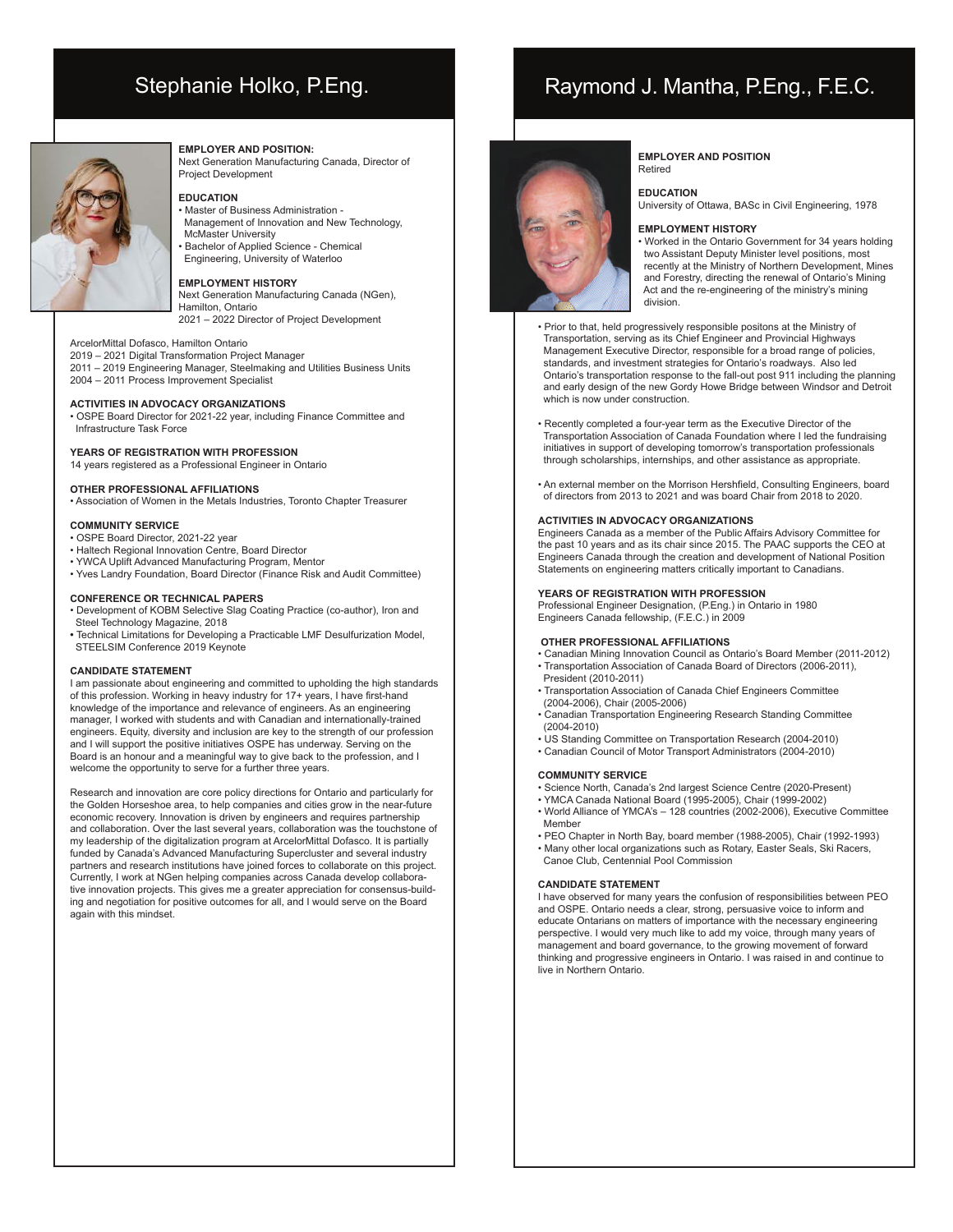# Stephanie Holko, P.Eng.

**EMPLOYER AND POSITION:**
Next Generation Manufacturing Canada, Director of Project Development

**EDUCATION**
- Master of Business Administration - Management of Innovation and New Technology, McMaster University
- Bachelor of Applied Science - Chemical Engineering, University of Waterloo

**EMPLOYMENT HISTORY**
Next Generation Manufacturing Canada (NGen), Hamilton, Ontario
2021 – 2022 Director of Project Development

ArcelorMittal Dofasco, Hamilton Ontario
2019 – 2021 Digital Transformation Project Manager
2011 – 2019 Engineering Manager, Steelmaking and Utilities Business Units
2004 – 2011 Process Improvement Specialist

**ACTIVITIES IN ADVOCACY ORGANIZATIONS**
- OSPE Board Director for 2021-22 year, including Finance Committee and Infrastructure Task Force

**YEARS OF REGISTRATION WITH PROFESSION**
14 years registered as a Professional Engineer in Ontario

**OTHER PROFESSIONAL AFFILIATIONS**
- Association of Women in the Metals Industries, Toronto Chapter Treasurer

**COMMUNITY SERVICE**
- OSPE Board Director, 2021-22 year
- Haltech Regional Innovation Centre, Board Director
- YWCA Uplift Advanced Manufacturing Program, Mentor
- Yves Landry Foundation, Board Director (Finance Risk and Audit Committee)

**CONFERENCE OR TECHNICAL PAPERS**
- Development of KOBM Selective Slag Coating Practice (co-author), Iron and Steel Technology Magazine, 2018
- Technical Limitations for Developing a Practicable LMF Desulfurization Model, STEELSIM Conference 2019 Keynote

**CANDIDATE STATEMENT**
I am passionate about engineering and committed to upholding the high standards of this profession. Working in heavy industry for 17+ years, I have first-hand knowledge of the importance and relevance of engineers. As an engineering manager, I worked with students and with Canadian and internationally-trained engineers. Equity, diversity and inclusion are key to the strength of our profession and I will support the positive initiatives OSPE has underway. Serving on the Board is an honour and a meaningful way to give back to the profession, and I welcome the opportunity to serve for a further three years.

Research and innovation are core policy directions for Ontario and particularly for the Golden Horseshoe area, to help companies and cities grow in the near-future economic recovery. Innovation is driven by engineers and requires partnership and collaboration. Over the last several years, collaboration was the touchstone of my leadership of the digitalization program at ArcelorMittal Dofasco. It is partially funded by Canada's Advanced Manufacturing Supercluster and several industry partners and research institutions have joined forces to collaborate on this project. Currently, I work at NGen helping companies across Canada develop collaborative innovation projects. This gives me a greater appreciation for consensus-building and negotiation for positive outcomes for all, and I would serve on the Board again with this mindset.

# Raymond J. Mantha, P.Eng., F.E.C.

**EMPLOYER AND POSITION**
Retired

**EDUCATION**
University of Ottawa, BASc in Civil Engineering, 1978

**EMPLOYMENT HISTORY**
- Worked in the Ontario Government for 34 years holding two Assistant Deputy Minister level positions, most recently at the Ministry of Northern Development, Mines and Forestry, directing the renewal of Ontario's Mining Act and the re-engineering of the ministry's mining division.
- Prior to that, held progressively responsible positons at the Ministry of Transportation, serving as its Chief Engineer and Provincial Highways Management Executive Director, responsible for a broad range of policies, standards, and investment strategies for Ontario's roadways. Also led Ontario's transportation response to the fall-out post 911 including the planning and early design of the new Gordy Howe Bridge between Windsor and Detroit which is now under construction.
- Recently completed a four-year term as the Executive Director of the Transportation Association of Canada Foundation where I led the fundraising initiatives in support of developing tomorrow's transportation professionals through scholarships, internships, and other assistance as appropriate.
- An external member on the Morrison Hershfield, Consulting Engineers, board of directors from 2013 to 2021 and was board Chair from 2018 to 2020.

**ACTIVITIES IN ADVOCACY ORGANIZATIONS**
Engineers Canada as a member of the Public Affairs Advisory Committee for the past 10 years and as its chair since 2015. The PAAC supports the CEO at Engineers Canada through the creation and development of National Position Statements on engineering matters critically important to Canadians.

**YEARS OF REGISTRATION WITH PROFESSION**
Professional Engineer Designation, (P.Eng.) in Ontario in 1980
Engineers Canada fellowship, (F.E.C.) in 2009

**OTHER PROFESSIONAL AFFILIATIONS**
- Canadian Mining Innovation Council as Ontario's Board Member (2011-2012)
- Transportation Association of Canada Board of Directors (2006-2011), President (2010-2011)
- Transportation Association of Canada Chief Engineers Committee (2004-2006), Chair (2005-2006)
- Canadian Transportation Engineering Research Standing Committee (2004-2010)
- US Standing Committee on Transportation Research (2004-2010)
- Canadian Council of Motor Transport Administrators (2004-2010)

**COMMUNITY SERVICE**
- Science North, Canada's 2nd largest Science Centre (2020-Present)
- YMCA Canada National Board (1995-2005), Chair (1999-2002)
- World Alliance of YMCA's – 128 countries (2002-2006), Executive Committee Member
- PEO Chapter in North Bay, board member (1988-2005), Chair (1992-1993)
- Many other local organizations such as Rotary, Easter Seals, Ski Racers, Canoe Club, Centennial Pool Commission

**CANDIDATE STATEMENT**
I have observed for many years the confusion of responsibilities between PEO and OSPE. Ontario needs a clear, strong, persuasive voice to inform and educate Ontarians on matters of importance with the necessary engineering perspective. I would very much like to add my voice, through many years of management and board governance, to the growing movement of forward thinking and progressive engineers in Ontario. I was raised in and continue to live in Northern Ontario.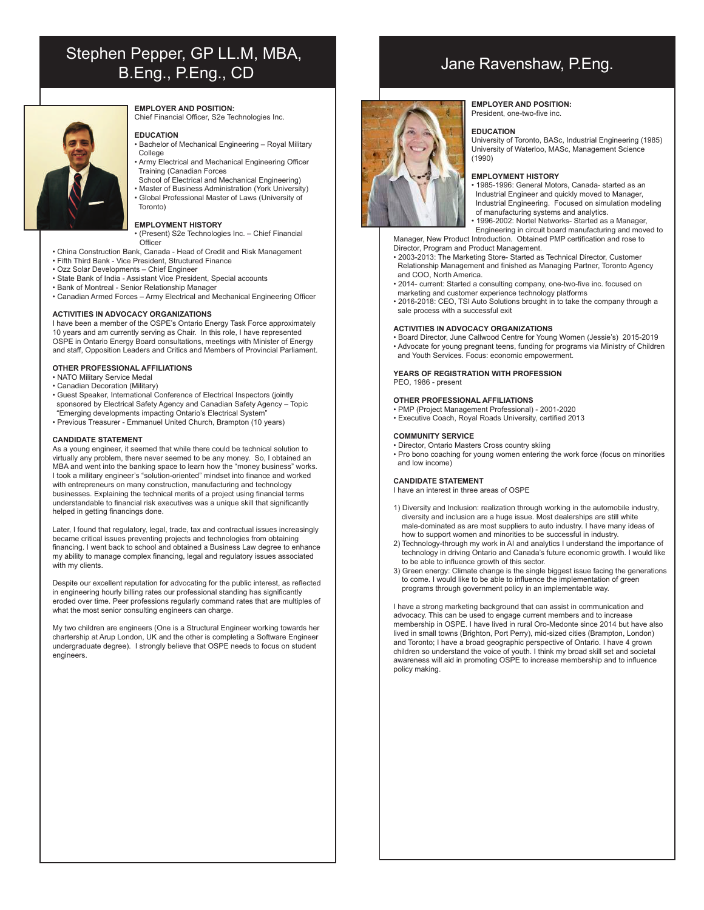# Stephen Pepper, GP LL.M, MBA, B.Eng., P.Eng., CD

**EMPLOYER AND POSITION:**
Chief Financial Officer, S2e Technologies Inc.

**EDUCATION**
- Bachelor of Mechanical Engineering – Royal Military College
- Army Electrical and Mechanical Engineering Officer Training (Canadian Forces School of Electrical and Mechanical Engineering)
- Master of Business Administration (York University)
- Global Professional Master of Laws (University of Toronto)

**EMPLOYMENT HISTORY**
- (Present) S2e Technologies Inc. – Chief Financial Officer
- China Construction Bank, Canada - Head of Credit and Risk Management
- Fifth Third Bank - Vice President, Structured Finance
- Ozz Solar Developments – Chief Engineer
- State Bank of India - Assistant Vice President, Special accounts
- Bank of Montreal - Senior Relationship Manager
- Canadian Armed Forces – Army Electrical and Mechanical Engineering Officer

**ACTIVITIES IN ADVOCACY ORGANIZATIONS**
I have been a member of the OSPE's Ontario Energy Task Force approximately 10 years and am currently serving as Chair. In this role, I have represented OSPE in Ontario Energy Board consultations, meetings with Minister of Energy and staff, Opposition Leaders and Critics and Members of Provincial Parliament.

**OTHER PROFESSIONAL AFFILIATIONS**
- NATO Military Service Medal
- Canadian Decoration (Military)
- Guest Speaker, International Conference of Electrical Inspectors (jointly sponsored by Electrical Safety Agency and Canadian Safety Agency – Topic "Emerging developments impacting Ontario's Electrical System"
- Previous Treasurer - Emmanuel United Church, Brampton (10 years)

**CANDIDATE STATEMENT**
As a young engineer, it seemed that while there could be technical solution to virtually any problem, there never seemed to be any money. So, I obtained an MBA and went into the banking space to learn how the "money business" works. I took a military engineer's "solution-oriented" mindset into finance and worked with entrepreneurs on many construction, manufacturing and technology businesses. Explaining the technical merits of a project using financial terms understandable to financial risk executives was a unique skill that significantly helped in getting financings done.

Later, I found that regulatory, legal, trade, tax and contractual issues increasingly became critical issues preventing projects and technologies from obtaining financing. I went back to school and obtained a Business Law degree to enhance my ability to manage complex financing, legal and regulatory issues associated with my clients.

Despite our excellent reputation for advocating for the public interest, as reflected in engineering hourly billing rates our professional standing has significantly eroded over time. Peer professions regularly command rates that are multiples of what the most senior consulting engineers can charge.

My two children are engineers (One is a Structural Engineer working towards her chartership at Arup London, UK and the other is completing a Software Engineer undergraduate degree). I strongly believe that OSPE needs to focus on student engineers.

# Jane Ravenshaw, P.Eng.

**EMPLOYER AND POSITION:**
President, one-two-five inc.

**EDUCATION**
University of Toronto, BASc, Industrial Engineering (1985)
University of Waterloo, MASc, Management Science (1990)

**EMPLOYMENT HISTORY**
- 1985-1996: General Motors, Canada- started as an Industrial Engineer and quickly moved to Manager, Industrial Engineering. Focused on simulation modeling of manufacturing systems and analytics.
- 1996-2002: Nortel Networks- Started as a Manager, Engineering in circuit board manufacturing and moved to Manager, New Product Introduction. Obtained PMP certification and rose to Director, Program and Product Management.
- 2003-2013: The Marketing Store- Started as Technical Director, Customer Relationship Management and finished as Managing Partner, Toronto Agency and COO, North America.
- 2014- current: Started a consulting company, one-two-five inc. focused on marketing and customer experience technology platforms
- 2016-2018: CEO, TSI Auto Solutions brought in to take the company through a sale process with a successful exit

**ACTIVITIES IN ADVOCACY ORGANIZATIONS**
- Board Director, June Callwood Centre for Young Women (Jessie's) 2015-2019
- Advocate for young pregnant teens, funding for programs via Ministry of Children and Youth Services. Focus: economic empowerment.

**YEARS OF REGISTRATION WITH PROFESSION**
PEO, 1986 - present

**OTHER PROFESSIONAL AFFILIATIONS**
- PMP (Project Management Professional) - 2001-2020
- Executive Coach, Royal Roads University, certified 2013

**COMMUNITY SERVICE**
- Director, Ontario Masters Cross country skiing
- Pro bono coaching for young women entering the work force (focus on minorities and low income)

**CANDIDATE STATEMENT**
I have an interest in three areas of OSPE

1) Diversity and Inclusion: realization through working in the automobile industry, diversity and inclusion are a huge issue. Most dealerships are still white male-dominated as are most suppliers to auto industry. I have many ideas of how to support women and minorities to be successful in industry.
2) Technology-through my work in AI and analytics I understand the importance of technology in driving Ontario and Canada's future economic growth. I would like to be able to influence growth of this sector.
3) Green energy: Climate change is the single biggest issue facing the generations to come. I would like to be able to influence the implementation of green programs through government policy in an implementable way.

I have a strong marketing background that can assist in communication and advocacy. This can be used to engage current members and to increase membership in OSPE. I have lived in rural Oro-Medonte since 2014 but have also lived in small towns (Brighton, Port Perry), mid-sized cities (Brampton, London) and Toronto; I have a broad geographic perspective of Ontario. I have 4 grown children so understand the voice of youth. I think my broad skill set and societal awareness will aid in promoting OSPE to increase membership and to influence policy making.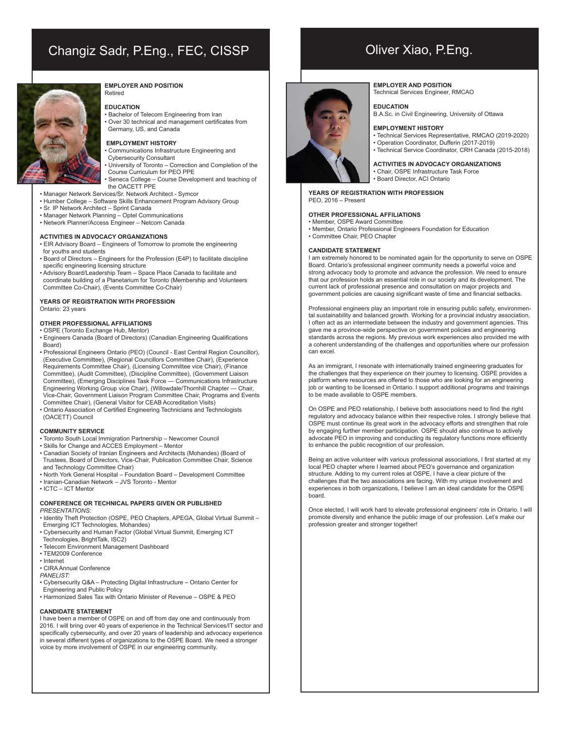# Changiz Sadr, P.Eng., FEC, CISSP

**EMPLOYER AND POSITION**
Retired

**EDUCATION**
- Bachelor of Telecom Engineering from Iran
- Over 30 technical and management certificates from Germany, US, and Canada

**EMPLOYMENT HISTORY**
- Communications Infrastructure Engineering and Cybersecurity Consultant
- University of Toronto – Correction and Completion of the Course Curriculum for PEO PPE
- Seneca College – Course Development and teaching of the OACETT PPE
- Manager Network Services/Sr. Network Architect - Symcor
- Humber College – Software Skills Enhancement Program Advisory Group
- Sr. IP Network Architect – Sprint Canada
- Manager Network Planning – Optel Communications
- Network Planner/Access Engineer – Netcom Canada

**ACTIVITIES IN ADVOCACY ORGANIZATIONS**
- EIR Advisory Board – Engineers of Tomorrow to promote the engineering for youths and students
- Board of Directors – Engineers for the Profession (E4P) to facilitate discipline specific engineering licensing structure
- Advisory Board/Leadership Team – Space Place Canada to facilitate and coordinate building of a Planetarium for Toronto (Membership and Volunteers Committee Co-Chair), (Events Committee Co-Chair)

**YEARS OF REGISTRATION WITH PROFESSION**
Ontario: 23 years

**OTHER PROFESSIONAL AFFILIATIONS**
- OSPE (Toronto Exchange Hub, Mentor)
- Engineers Canada (Board of Directors) (Canadian Engineering Qualifications Board)
- Professional Engineers Ontario (PEO) (Council - East Central Region Councillor), (Executive Committee), (Regional Councillors Committee Chair), (Experience Requirements Committee Chair), (Licensing Committee vice Chair), (Finance Committee), (Audit Committee), (Discipline Committee), (Government Liaison Committee), (Emerging Disciplines Task Force — Communications Infrastructure Engineering Working Group vice Chair), (Willowdale/Thornhill Chapter — Chair, Vice-Chair, Government Liaison Program Committee Chair, Programs and Events Committee Chair), (General Visitor for CEAB Accreditation Visits)
- Ontario Association of Certified Engineering Technicians and Technologists (OACETT) Council

**COMMUNITY SERVICE**
- Toronto South Local Immigration Partnership – Newcomer Council
- Skills for Change and ACCES Employment – Mentor
- Canadian Society of Iranian Engineers and Architects (Mohandes) (Board of Trustees, Board of Directors, Vice-Chair, Publication Committee Chair, Science and Technology Committee Chair)
- North York General Hospital – Foundation Board – Development Committee
- Iranian-Canadian Network – JVS Toronto - Mentor
- ICTC – ICT Mentor

**CONFERENCE OR TECHNICAL PAPERS GIVEN OR PUBLISHED**

*PRESENTATIONS:*
- Identity Theft Protection (OSPE, PEO Chapters, APEGA, Global Virtual Summit – Emerging ICT Technologies, Mohandes)
- Cybersecurity and Human Factor (Global Virtual Summit, Emerging ICT Technologies, BrightTalk, ISC2)
- Telecom Environment Management Dashboard
- TEM2009 Conference
- Internet
- CIRA Annual Conference

*PANELIST:*
- Cybersecurity Q&A – Protecting Digital Infrastructure – Ontario Center for Engineering and Public Policy
- Harmonized Sales Tax with Ontario Minister of Revenue – OSPE & PEO

**CANDIDATE STATEMENT**
I have been a member of OSPE on and off from day one and continuously from 2016. I will bring over 40 years of experience in the Technical Services/IT sector and specifically cybersecurity, and over 20 years of leadership and advocacy experience in several different types of organizations to the OSPE Board. We need a stronger voice by more involvement of OSPE in our engineering community.

# Oliver Xiao, P.Eng.

**EMPLOYER AND POSITION**
Technical Services Engineer, RMCAO

**EDUCATION**
B.A.Sc. in Civil Engineering, University of Ottawa

**EMPLOYMENT HISTORY**
- Technical Services Representative, RMCAO (2019-2020)
- Operation Coordinator, Dufferin (2017-2019)
- Technical Service Coordinator, CRH Canada (2015-2018)

**ACTIVITIES IN ADVOCACY ORGANIZATIONS**
- Chair, OSPE Infrastructure Task Force
- Board Director, ACI Ontario

**YEARS OF REGISTRATION WITH PROFESSION**
PEO, 2016 – Present

**OTHER PROFESSIONAL AFFILIATIONS**
- Member, OSPE Award Committee
- Member, Ontario Professional Engineers Foundation for Education
- Committee Chair, PEO Chapter

**CANDIDATE STATEMENT**
I am extremely honored to be nominated again for the opportunity to serve on OSPE Board. Ontario's professional engineer community needs a powerful voice and strong advocacy body to promote and advance the profession. We need to ensure that our profession holds an essential role in our society and its development. The current lack of professional presence and consultation on major projects and government policies are causing significant waste of time and financial setbacks.

Professional engineers play an important role in ensuring public safety, environmental sustainability and balanced growth. Working for a provincial industry association, I often act as an intermediate between the industry and government agencies. This gave me a province-wide perspective on government policies and engineering standards across the regions. My previous work experiences also provided me with a coherent understanding of the challenges and opportunities where our profession can excel.

As an immigrant, I resonate with internationally trained engineering graduates for the challenges that they experience on their journey to licensing. OSPE provides a platform where resources are offered to those who are looking for an engineering job or wanting to be licensed in Ontario. I support additional programs and trainings to be made available to OSPE members.

On OSPE and PEO relationship, I believe both associations need to find the right regulatory and advocacy balance within their respective roles. I strongly believe that OSPE must continue its great work in the advocacy efforts and strengthen that role by engaging further member participation. OSPE should also continue to actively advocate PEO in improving and conducting its regulatory functions more efficiently to enhance the public recognition of our profession.

Being an active volunteer with various professional associations, I first started at my local PEO chapter where I learned about PEO's governance and organization structure. Adding to my current roles at OSPE, I have a clear picture of the challenges that the two associations are facing. With my unique involvement and experiences in both organizations, I believe I am an ideal candidate for the OSPE board.

Once elected, I will work hard to elevate professional engineers' role in Ontario. I will promote diversity and enhance the public image of our profession. Let's make our profession greater and stronger together!